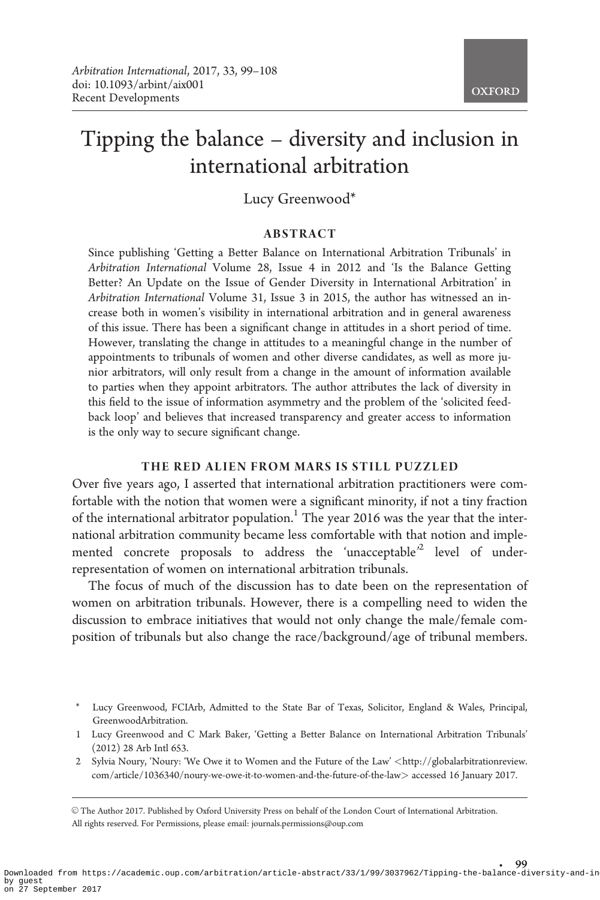# Tipping the balance – diversity and inclusion in international arbitration

Lucy Greenwood*

## ABSTRACT

Since publishing 'Getting a Better Balance on International Arbitration Tribunals' in *Arbitration International* Volume 28, Issue 4 in 2012 and 'Is the Balance Getting Better? An Update on the Issue of Gender Diversity in International Arbitration' in *Arbitration International* Volume 31, Issue 3 in 2015, the author has witnessed an increase both in women's visibility in international arbitration and in general awareness of this issue. There has been a significant change in attitudes in a short period of time. However, translating the change in attitudes to a meaningful change in the number of appointments to tribunals of women and other diverse candidates, as well as more junior arbitrators, will only result from a change in the amount of information available to parties when they appoint arbitrators. The author attributes the lack of diversity in this field to the issue of information asymmetry and the problem of the 'solicited feedback loop' and believes that increased transparency and greater access to information is the only way to secure significant change.

## THE RED ALIEN FROM MARS IS STILL PUZZLED

Over five years ago, I asserted that international arbitration practitioners were comfortable with the notion that women were a significant minority, if not a tiny fraction of the international arbitrator population.[1] The year 2016 was the year that the international arbitration community became less comfortable with that notion and implemented concrete proposals to address the 'unacceptable'[2] level of under-representation of women on international arbitration tribunals.

The focus of much of the discussion has to date been on the representation of women on arbitration tribunals. However, there is a compelling need to widen the discussion to embrace initiatives that would not only change the male/female composition of tribunals but also change the race/background/age of tribunal members.

\* Lucy Greenwood, FCIArb, Admitted to the State Bar of Texas, Solicitor, England & Wales, Principal, GreenwoodArbitration.

1 Lucy Greenwood and C Mark Baker, 'Getting a Better Balance on International Arbitration Tribunals' (2012) 28 Arb Intl 653.

2 Sylvia Noury, 'Noury: 'We Owe it to Women and the Future of the Law' <http://globalarbitrationreview.com/article/1036340/noury-we-owe-it-to-women-and-the-future-of-the-law> accessed 16 January 2017.

© The Author 2017. Published by Oxford University Press on behalf of the London Court of International Arbitration. All rights reserved. For Permissions, please email: journals.permissions@oup.com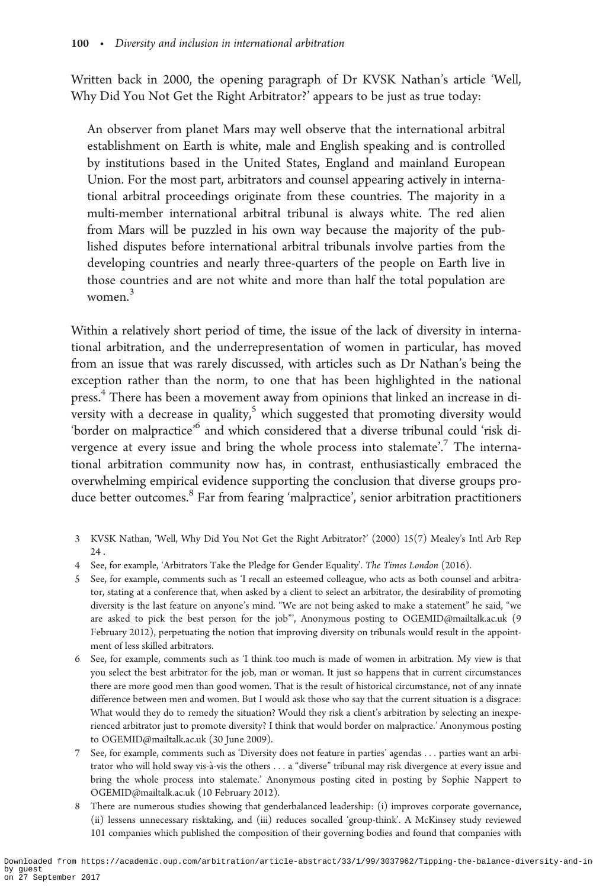Written back in 2000, the opening paragraph of Dr KVSK Nathan's article 'Well, Why Did You Not Get the Right Arbitrator?' appears to be just as true today:

> An observer from planet Mars may well observe that the international arbitral establishment on Earth is white, male and English speaking and is controlled by institutions based in the United States, England and mainland European Union. For the most part, arbitrators and counsel appearing actively in international arbitral proceedings originate from these countries. The majority in a multi-member international arbitral tribunal is always white. The red alien from Mars will be puzzled in his own way because the majority of the published disputes before international arbitral tribunals involve parties from the developing countries and nearly three-quarters of the people on Earth live in those countries and are not white and more than half the total population are women.[3]

Within a relatively short period of time, the issue of the lack of diversity in international arbitration, and the underrepresentation of women in particular, has moved from an issue that was rarely discussed, with articles such as Dr Nathan's being the exception rather than the norm, to one that has been highlighted in the national press.[4] There has been a movement away from opinions that linked an increase in diversity with a decrease in quality,[5] which suggested that promoting diversity would 'border on malpractice'[6] and which considered that a diverse tribunal could 'risk divergence at every issue and bring the whole process into stalemate'.[7] The international arbitration community now has, in contrast, enthusiastically embraced the overwhelming empirical evidence supporting the conclusion that diverse groups produce better outcomes.[8] Far from fearing 'malpractice', senior arbitration practitioners

---

3 KVSK Nathan, 'Well, Why Did You Not Get the Right Arbitrator?' (2000) 15(7) Mealey's Intl Arb Rep 24 .

4 See, for example, 'Arbitrators Take the Pledge for Gender Equality'. *The Times London* (2016).

5 See, for example, comments such as 'I recall an esteemed colleague, who acts as both counsel and arbitrator, stating at a conference that, when asked by a client to select an arbitrator, the desirability of promoting diversity is the last feature on anyone's mind. "We are not being asked to make a statement" he said, "we are asked to pick the best person for the job"', Anonymous posting to OGEMID@mailtalk.ac.uk (9 February 2012), perpetuating the notion that improving diversity on tribunals would result in the appointment of less skilled arbitrators.

6 See, for example, comments such as 'I think too much is made of women in arbitration. My view is that you select the best arbitrator for the job, man or woman. It just so happens that in current circumstances there are more good men than good women. That is the result of historical circumstance, not of any innate difference between men and women. But I would ask those who say that the current situation is a disgrace: What would they do to remedy the situation? Would they risk a client's arbitration by selecting an inexperienced arbitrator just to promote diversity? I think that would border on malpractice.' Anonymous posting to OGEMID@mailtalk.ac.uk (30 June 2009).

7 See, for example, comments such as 'Diversity does not feature in parties' agendas . . . parties want an arbitrator who will hold sway vis-à-vis the others . . . a "diverse" tribunal may risk divergence at every issue and bring the whole process into stalemate.' Anonymous posting cited in posting by Sophie Nappert to OGEMID@mailtalk.ac.uk (10 February 2012).

8 There are numerous studies showing that genderbalanced leadership: (i) improves corporate governance, (ii) lessens unnecessary risktaking, and (iii) reduces socalled 'group-think'. A McKinsey study reviewed 101 companies which published the composition of their governing bodies and found that companies with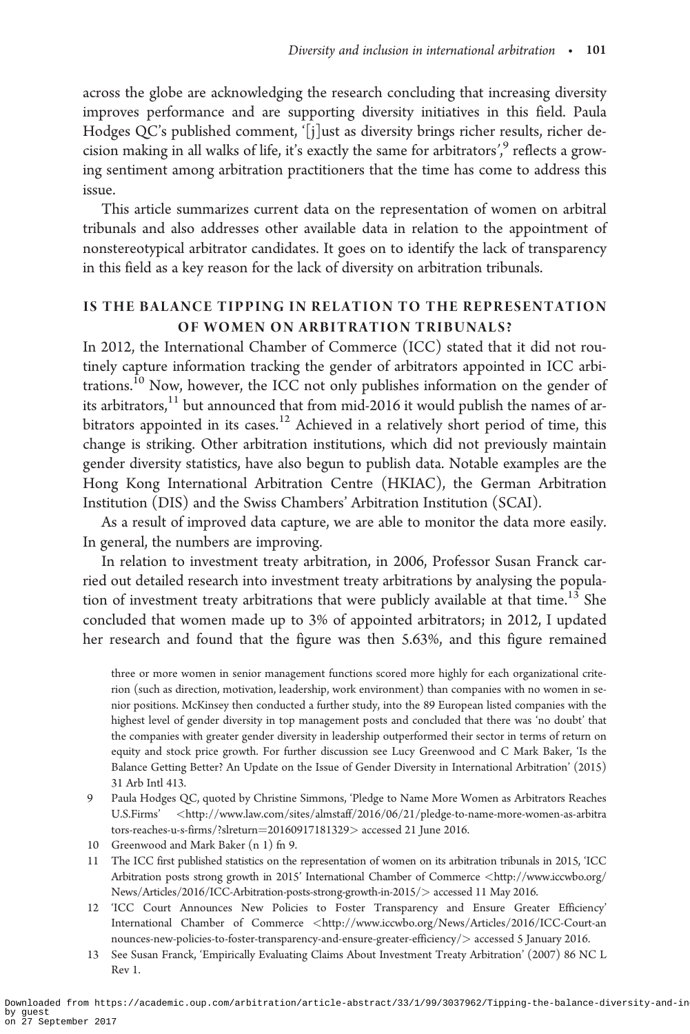across the globe are acknowledging the research concluding that increasing diversity improves performance and are supporting diversity initiatives in this field. Paula Hodges QC's published comment, '[j]ust as diversity brings richer results, richer decision making in all walks of life, it's exactly the same for arbitrators',[9] reflects a growing sentiment among arbitration practitioners that the time has come to address this issue.

This article summarizes current data on the representation of women on arbitral tribunals and also addresses other available data in relation to the appointment of nonstereotypical arbitrator candidates. It goes on to identify the lack of transparency in this field as a key reason for the lack of diversity on arbitration tribunals.

## IS THE BALANCE TIPPING IN RELATION TO THE REPRESENTATION OF WOMEN ON ARBITRATION TRIBUNALS?

In 2012, the International Chamber of Commerce (ICC) stated that it did not routinely capture information tracking the gender of arbitrators appointed in ICC arbitrations.[10] Now, however, the ICC not only publishes information on the gender of its arbitrators,[11] but announced that from mid-2016 it would publish the names of arbitrators appointed in its cases.[12] Achieved in a relatively short period of time, this change is striking. Other arbitration institutions, which did not previously maintain gender diversity statistics, have also begun to publish data. Notable examples are the Hong Kong International Arbitration Centre (HKIAC), the German Arbitration Institution (DIS) and the Swiss Chambers' Arbitration Institution (SCAI).

As a result of improved data capture, we are able to monitor the data more easily. In general, the numbers are improving.

In relation to investment treaty arbitration, in 2006, Professor Susan Franck carried out detailed research into investment treaty arbitrations by analysing the population of investment treaty arbitrations that were publicly available at that time.[13] She concluded that women made up to 3% of appointed arbitrators; in 2012, I updated her research and found that the figure was then 5.63%, and this figure remained

three or more women in senior management functions scored more highly for each organizational criterion (such as direction, motivation, leadership, work environment) than companies with no women in senior positions. McKinsey then conducted a further study, into the 89 European listed companies with the highest level of gender diversity in top management posts and concluded that there was 'no doubt' that the companies with greater gender diversity in leadership outperformed their sector in terms of return on equity and stock price growth. For further discussion see Lucy Greenwood and C Mark Baker, 'Is the Balance Getting Better? An Update on the Issue of Gender Diversity in International Arbitration' (2015) 31 Arb Intl 413.

9 Paula Hodges QC, quoted by Christine Simmons, 'Pledge to Name More Women as Arbitrators Reaches U.S.Firms' <http://www.law.com/sites/almstaff/2016/06/21/pledge-to-name-more-women-as-arbitrators-reaches-u-s-firms/?slreturn=20160917181329> accessed 21 June 2016.

10 Greenwood and Mark Baker (n 1) fn 9.

11 The ICC first published statistics on the representation of women on its arbitration tribunals in 2015, 'ICC Arbitration posts strong growth in 2015' International Chamber of Commerce <http://www.iccwbo.org/News/Articles/2016/ICC-Arbitration-posts-strong-growth-in-2015/> accessed 11 May 2016.

12 'ICC Court Announces New Policies to Foster Transparency and Ensure Greater Efficiency' International Chamber of Commerce <http://www.iccwbo.org/News/Articles/2016/ICC-Court-announces-new-policies-to-foster-transparency-and-ensure-greater-efficiency/> accessed 5 January 2016.

13 See Susan Franck, 'Empirically Evaluating Claims About Investment Treaty Arbitration' (2007) 86 NC L Rev 1.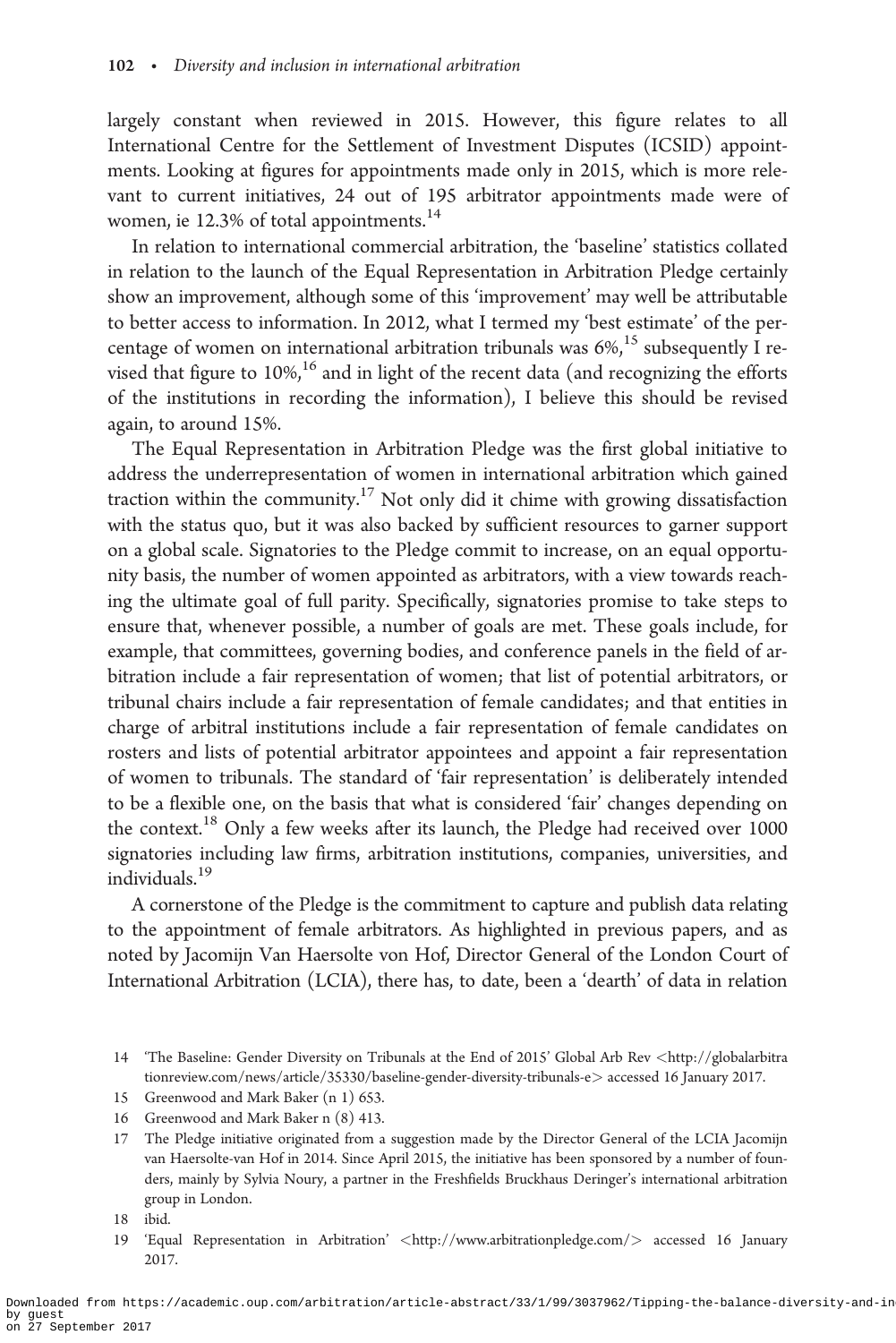largely constant when reviewed in 2015. However, this figure relates to all International Centre for the Settlement of Investment Disputes (ICSID) appointments. Looking at figures for appointments made only in 2015, which is more relevant to current initiatives, 24 out of 195 arbitrator appointments made were of women, ie 12.3% of total appointments.[14]

In relation to international commercial arbitration, the 'baseline' statistics collated in relation to the launch of the Equal Representation in Arbitration Pledge certainly show an improvement, although some of this 'improvement' may well be attributable to better access to information. In 2012, what I termed my 'best estimate' of the percentage of women on international arbitration tribunals was 6%,[15] subsequently I revised that figure to 10%,[16] and in light of the recent data (and recognizing the efforts of the institutions in recording the information), I believe this should be revised again, to around 15%.

The Equal Representation in Arbitration Pledge was the first global initiative to address the underrepresentation of women in international arbitration which gained traction within the community.[17] Not only did it chime with growing dissatisfaction with the status quo, but it was also backed by sufficient resources to garner support on a global scale. Signatories to the Pledge commit to increase, on an equal opportunity basis, the number of women appointed as arbitrators, with a view towards reaching the ultimate goal of full parity. Specifically, signatories promise to take steps to ensure that, whenever possible, a number of goals are met. These goals include, for example, that committees, governing bodies, and conference panels in the field of arbitration include a fair representation of women; that list of potential arbitrators, or tribunal chairs include a fair representation of female candidates; and that entities in charge of arbitral institutions include a fair representation of female candidates on rosters and lists of potential arbitrator appointees and appoint a fair representation of women to tribunals. The standard of 'fair representation' is deliberately intended to be a flexible one, on the basis that what is considered 'fair' changes depending on the context.[18] Only a few weeks after its launch, the Pledge had received over 1000 signatories including law firms, arbitration institutions, companies, universities, and individuals.[19]

A cornerstone of the Pledge is the commitment to capture and publish data relating to the appointment of female arbitrators. As highlighted in previous papers, and as noted by Jacomijn Van Haersolte von Hof, Director General of the London Court of International Arbitration (LCIA), there has, to date, been a 'dearth' of data in relation

14 'The Baseline: Gender Diversity on Tribunals at the End of 2015' Global Arb Rev <http://globalarbitrationreview.com/news/article/35330/baseline-gender-diversity-tribunals-e> accessed 16 January 2017.

15 Greenwood and Mark Baker (n 1) 653.

16 Greenwood and Mark Baker n (8) 413.

17 The Pledge initiative originated from a suggestion made by the Director General of the LCIA Jacomijn van Haersolte-van Hof in 2014. Since April 2015, the initiative has been sponsored by a number of founders, mainly by Sylvia Noury, a partner in the Freshfields Bruckhaus Deringer's international arbitration group in London.

18 ibid.

19 'Equal Representation in Arbitration' <http://www.arbitrationpledge.com/> accessed 16 January 2017.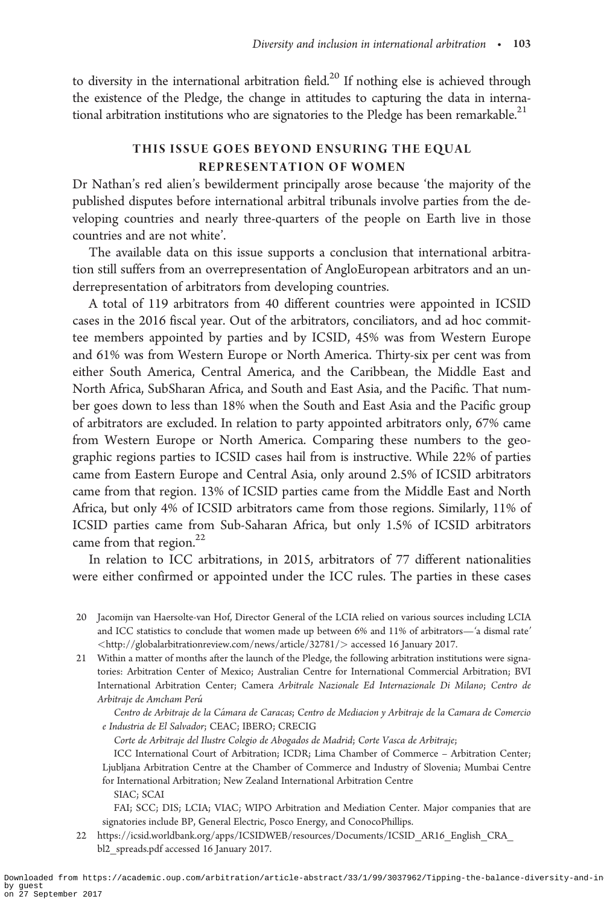to diversity in the international arbitration field.[20] If nothing else is achieved through the existence of the Pledge, the change in attitudes to capturing the data in international arbitration institutions who are signatories to the Pledge has been remarkable.[21]

## THIS ISSUE GOES BEYOND ENSURING THE EQUAL REPRESENTATION OF WOMEN

Dr Nathan's red alien's bewilderment principally arose because 'the majority of the published disputes before international arbitral tribunals involve parties from the developing countries and nearly three-quarters of the people on Earth live in those countries and are not white'.

The available data on this issue supports a conclusion that international arbitration still suffers from an overrepresentation of AngloEuropean arbitrators and an underrepresentation of arbitrators from developing countries.

A total of 119 arbitrators from 40 different countries were appointed in ICSID cases in the 2016 fiscal year. Out of the arbitrators, conciliators, and ad hoc committee members appointed by parties and by ICSID, 45% was from Western Europe and 61% was from Western Europe or North America. Thirty-six per cent was from either South America, Central America, and the Caribbean, the Middle East and North Africa, SubSharan Africa, and South and East Asia, and the Pacific. That number goes down to less than 18% when the South and East Asia and the Pacific group of arbitrators are excluded. In relation to party appointed arbitrators only, 67% came from Western Europe or North America. Comparing these numbers to the geographic regions parties to ICSID cases hail from is instructive. While 22% of parties came from Eastern Europe and Central Asia, only around 2.5% of ICSID arbitrators came from that region. 13% of ICSID parties came from the Middle East and North Africa, but only 4% of ICSID arbitrators came from those regions. Similarly, 11% of ICSID parties came from Sub-Saharan Africa, but only 1.5% of ICSID arbitrators came from that region.[22]

In relation to ICC arbitrations, in 2015, arbitrators of 77 different nationalities were either confirmed or appointed under the ICC rules. The parties in these cases

---

20 Jacomijn van Haersolte-van Hof, Director General of the LCIA relied on various sources including LCIA and ICC statistics to conclude that women made up between 6% and 11% of arbitrators—'a dismal rate' <http://globalarbitrationreview.com/news/article/32781/> accessed 16 January 2017.

21 Within a matter of months after the launch of the Pledge, the following arbitration institutions were signatories: Arbitration Center of Mexico; Australian Centre for International Commercial Arbitration; BVI International Arbitration Center; Camera *Arbitrale Nazionale Ed Internazionale Di Milano*; *Centro de Arbitraje de Amcham Perú*

*Centro de Arbitraje de la Cámara de Caracas*; *Centro de Mediacion y Arbitraje de la Camara de Comercio e Industria de El Salvador*; CEAC; IBERO; CRECIG

*Corte de Arbitraje del Ilustre Colegio de Abogados de Madrid*; *Corte Vasca de Arbitraje*;

ICC International Court of Arbitration; ICDR; Lima Chamber of Commerce – Arbitration Center; Ljubljana Arbitration Centre at the Chamber of Commerce and Industry of Slovenia; Mumbai Centre for International Arbitration; New Zealand International Arbitration Centre

SIAC; SCAI

FAI; SCC; DIS; LCIA; VIAC; WIPO Arbitration and Mediation Center. Major companies that are signatories include BP, General Electric, Posco Energy, and ConocoPhillips.

22 https://icsid.worldbank.org/apps/ICSIDWEB/resources/Documents/ICSID_AR16_English_CRA_bl2_spreads.pdf accessed 16 January 2017.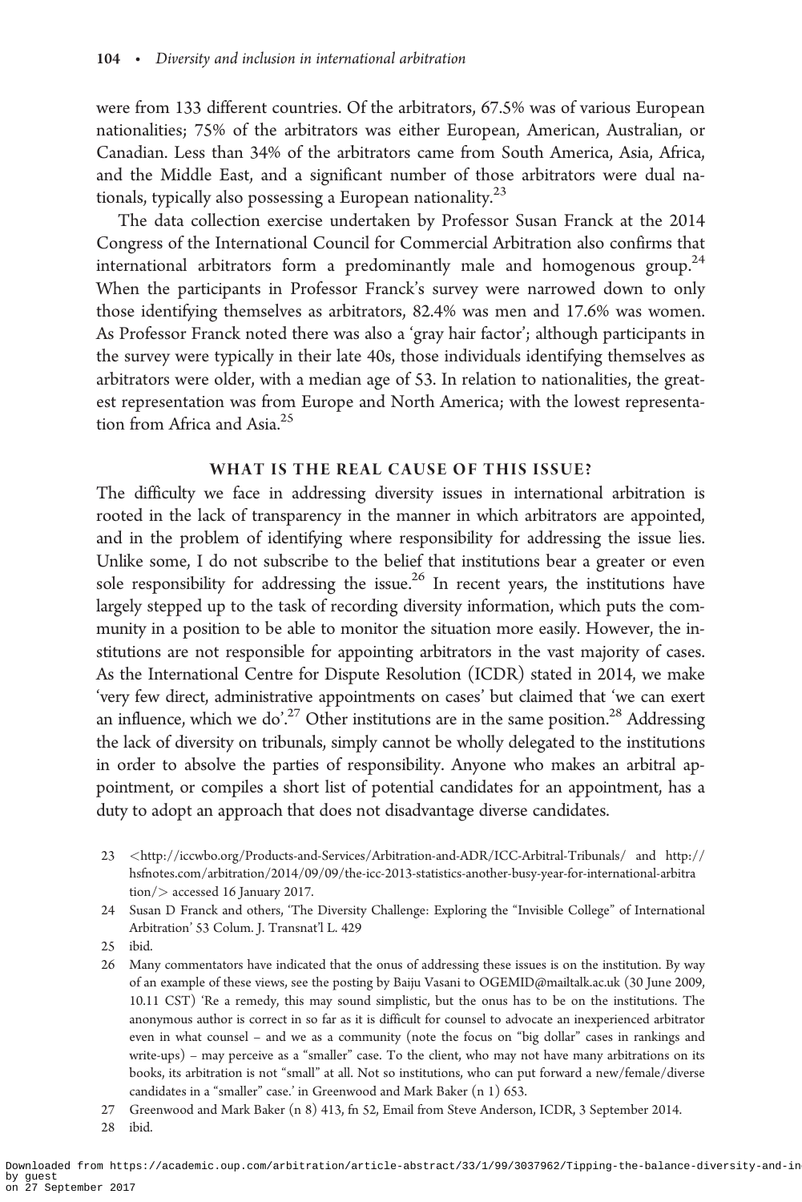were from 133 different countries. Of the arbitrators, 67.5% was of various European nationalities; 75% of the arbitrators was either European, American, Australian, or Canadian. Less than 34% of the arbitrators came from South America, Asia, Africa, and the Middle East, and a significant number of those arbitrators were dual nationals, typically also possessing a European nationality.[23]

The data collection exercise undertaken by Professor Susan Franck at the 2014 Congress of the International Council for Commercial Arbitration also confirms that international arbitrators form a predominantly male and homogenous group.[24] When the participants in Professor Franck's survey were narrowed down to only those identifying themselves as arbitrators, 82.4% was men and 17.6% was women. As Professor Franck noted there was also a 'gray hair factor'; although participants in the survey were typically in their late 40s, those individuals identifying themselves as arbitrators were older, with a median age of 53. In relation to nationalities, the greatest representation was from Europe and North America; with the lowest representation from Africa and Asia.[25]

## WHAT IS THE REAL CAUSE OF THIS ISSUE?

The difficulty we face in addressing diversity issues in international arbitration is rooted in the lack of transparency in the manner in which arbitrators are appointed, and in the problem of identifying where responsibility for addressing the issue lies. Unlike some, I do not subscribe to the belief that institutions bear a greater or even sole responsibility for addressing the issue.[26] In recent years, the institutions have largely stepped up to the task of recording diversity information, which puts the community in a position to be able to monitor the situation more easily. However, the institutions are not responsible for appointing arbitrators in the vast majority of cases. As the International Centre for Dispute Resolution (ICDR) stated in 2014, we make 'very few direct, administrative appointments on cases' but claimed that 'we can exert an influence, which we do'.[27] Other institutions are in the same position.[28] Addressing the lack of diversity on tribunals, simply cannot be wholly delegated to the institutions in order to absolve the parties of responsibility. Anyone who makes an arbitral appointment, or compiles a short list of potential candidates for an appointment, has a duty to adopt an approach that does not disadvantage diverse candidates.

---

23 <http://iccwbo.org/Products-and-Services/Arbitration-and-ADR/ICC-Arbitral-Tribunals/ and http://hsfnotes.com/arbitration/2014/09/09/the-icc-2013-statistics-another-busy-year-for-international-arbitration/> accessed 16 January 2017.

24 Susan D Franck and others, 'The Diversity Challenge: Exploring the "Invisible College" of International Arbitration' 53 Colum. J. Transnat'l L. 429

25 ibid.

26 Many commentators have indicated that the onus of addressing these issues is on the institution. By way of an example of these views, see the posting by Baiju Vasani to OGEMID@mailtalk.ac.uk (30 June 2009, 10.11 CST) 'Re a remedy, this may sound simplistic, but the onus has to be on the institutions. The anonymous author is correct in so far as it is difficult for counsel to advocate an inexperienced arbitrator even in what counsel – and we as a community (note the focus on "big dollar" cases in rankings and write-ups) – may perceive as a "smaller" case. To the client, who may not have many arbitrations on its books, its arbitration is not "small" at all. Not so institutions, who can put forward a new/female/diverse candidates in a "smaller" case.' in Greenwood and Mark Baker (n 1) 653.

27 Greenwood and Mark Baker (n 8) 413, fn 52, Email from Steve Anderson, ICDR, 3 September 2014.

28 ibid.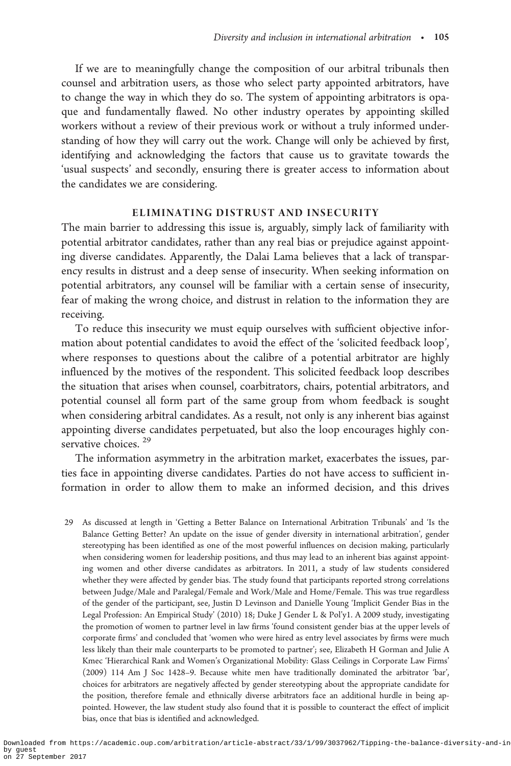If we are to meaningfully change the composition of our arbitral tribunals then counsel and arbitration users, as those who select party appointed arbitrators, have to change the way in which they do so. The system of appointing arbitrators is opaque and fundamentally flawed. No other industry operates by appointing skilled workers without a review of their previous work or without a truly informed understanding of how they will carry out the work. Change will only be achieved by first, identifying and acknowledging the factors that cause us to gravitate towards the 'usual suspects' and secondly, ensuring there is greater access to information about the candidates we are considering.

## ELIMINATING DISTRUST AND INSECURITY

The main barrier to addressing this issue is, arguably, simply lack of familiarity with potential arbitrator candidates, rather than any real bias or prejudice against appointing diverse candidates. Apparently, the Dalai Lama believes that a lack of transparency results in distrust and a deep sense of insecurity. When seeking information on potential arbitrators, any counsel will be familiar with a certain sense of insecurity, fear of making the wrong choice, and distrust in relation to the information they are receiving.

To reduce this insecurity we must equip ourselves with sufficient objective information about potential candidates to avoid the effect of the 'solicited feedback loop', where responses to questions about the calibre of a potential arbitrator are highly influenced by the motives of the respondent. This solicited feedback loop describes the situation that arises when counsel, coarbitrators, chairs, potential arbitrators, and potential counsel all form part of the same group from whom feedback is sought when considering arbitral candidates. As a result, not only is any inherent bias against appointing diverse candidates perpetuated, but also the loop encourages highly conservative choices.[29]

The information asymmetry in the arbitration market, exacerbates the issues, parties face in appointing diverse candidates. Parties do not have access to sufficient information in order to allow them to make an informed decision, and this drives

29 As discussed at length in 'Getting a Better Balance on International Arbitration Tribunals' and 'Is the Balance Getting Better? An update on the issue of gender diversity in international arbitration', gender stereotyping has been identified as one of the most powerful influences on decision making, particularly when considering women for leadership positions, and thus may lead to an inherent bias against appointing women and other diverse candidates as arbitrators. In 2011, a study of law students considered whether they were affected by gender bias. The study found that participants reported strong correlations between Judge/Male and Paralegal/Female and Work/Male and Home/Female. This was true regardless of the gender of the participant, see, Justin D Levinson and Danielle Young 'Implicit Gender Bias in the Legal Profession: An Empirical Study' (2010) 18; Duke J Gender L & Pol'y1. A 2009 study, investigating the promotion of women to partner level in law firms 'found consistent gender bias at the upper levels of corporate firms' and concluded that 'women who were hired as entry level associates by firms were much less likely than their male counterparts to be promoted to partner'; see, Elizabeth H Gorman and Julie A Kmec 'Hierarchical Rank and Women's Organizational Mobility: Glass Ceilings in Corporate Law Firms' (2009) 114 Am J Soc 1428–9. Because white men have traditionally dominated the arbitrator 'bar', choices for arbitrators are negatively affected by gender stereotyping about the appropriate candidate for the position, therefore female and ethnically diverse arbitrators face an additional hurdle in being appointed. However, the law student study also found that it is possible to counteract the effect of implicit bias, once that bias is identified and acknowledged.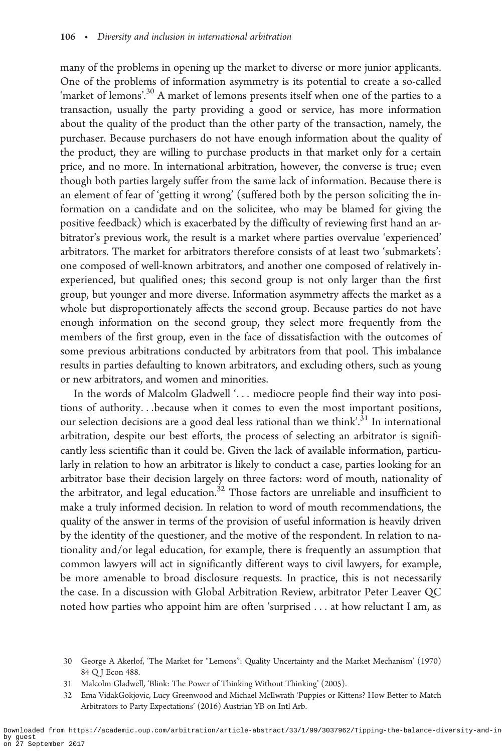many of the problems in opening up the market to diverse or more junior applicants. One of the problems of information asymmetry is its potential to create a so-called 'market of lemons'.[30] A market of lemons presents itself when one of the parties to a transaction, usually the party providing a good or service, has more information about the quality of the product than the other party of the transaction, namely, the purchaser. Because purchasers do not have enough information about the quality of the product, they are willing to purchase products in that market only for a certain price, and no more. In international arbitration, however, the converse is true; even though both parties largely suffer from the same lack of information. Because there is an element of fear of 'getting it wrong' (suffered both by the person soliciting the information on a candidate and on the solicitee, who may be blamed for giving the positive feedback) which is exacerbated by the difficulty of reviewing first hand an arbitrator's previous work, the result is a market where parties overvalue 'experienced' arbitrators. The market for arbitrators therefore consists of at least two 'submarkets': one composed of well-known arbitrators, and another one composed of relatively inexperienced, but qualified ones; this second group is not only larger than the first group, but younger and more diverse. Information asymmetry affects the market as a whole but disproportionately affects the second group. Because parties do not have enough information on the second group, they select more frequently from the members of the first group, even in the face of dissatisfaction with the outcomes of some previous arbitrations conducted by arbitrators from that pool. This imbalance results in parties defaulting to known arbitrators, and excluding others, such as young or new arbitrators, and women and minorities.

In the words of Malcolm Gladwell '. . . mediocre people find their way into positions of authority. . .because when it comes to even the most important positions, our selection decisions are a good deal less rational than we think'.[31] In international arbitration, despite our best efforts, the process of selecting an arbitrator is significantly less scientific than it could be. Given the lack of available information, particularly in relation to how an arbitrator is likely to conduct a case, parties looking for an arbitrator base their decision largely on three factors: word of mouth, nationality of the arbitrator, and legal education.[32] Those factors are unreliable and insufficient to make a truly informed decision. In relation to word of mouth recommendations, the quality of the answer in terms of the provision of useful information is heavily driven by the identity of the questioner, and the motive of the respondent. In relation to nationality and/or legal education, for example, there is frequently an assumption that common lawyers will act in significantly different ways to civil lawyers, for example, be more amenable to broad disclosure requests. In practice, this is not necessarily the case. In a discussion with Global Arbitration Review, arbitrator Peter Leaver QC noted how parties who appoint him are often 'surprised . . . at how reluctant I am, as

30 George A Akerlof, 'The Market for "Lemons": Quality Uncertainty and the Market Mechanism' (1970) 84 Q J Econ 488.

31 Malcolm Gladwell, 'Blink: The Power of Thinking Without Thinking' (2005).

32 Ema VidakGokjovic, Lucy Greenwood and Michael McIlwrath 'Puppies or Kittens? How Better to Match Arbitrators to Party Expectations' (2016) Austrian YB on Intl Arb.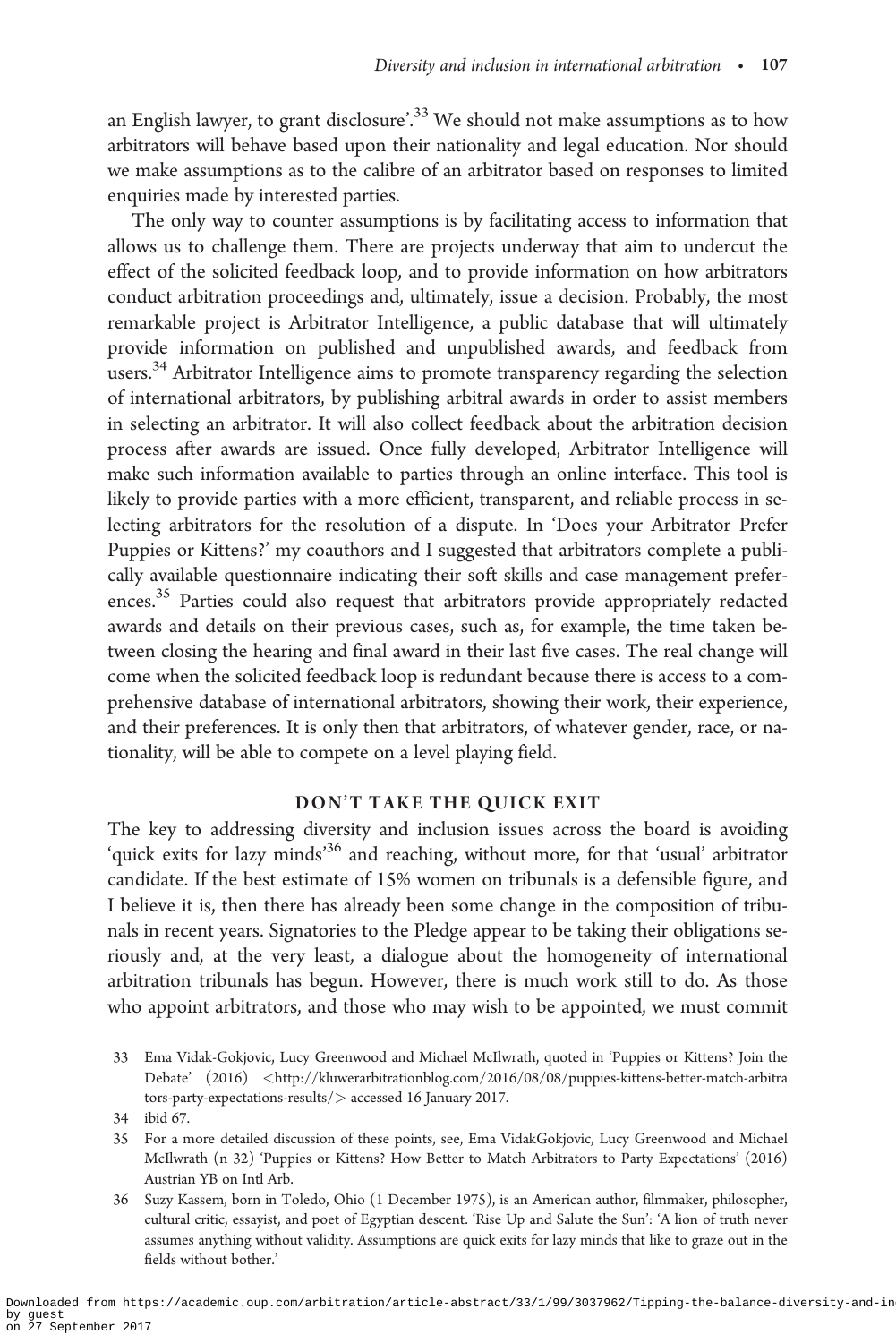an English lawyer, to grant disclosure'.[33] We should not make assumptions as to how arbitrators will behave based upon their nationality and legal education. Nor should we make assumptions as to the calibre of an arbitrator based on responses to limited enquiries made by interested parties.

The only way to counter assumptions is by facilitating access to information that allows us to challenge them. There are projects underway that aim to undercut the effect of the solicited feedback loop, and to provide information on how arbitrators conduct arbitration proceedings and, ultimately, issue a decision. Probably, the most remarkable project is Arbitrator Intelligence, a public database that will ultimately provide information on published and unpublished awards, and feedback from users.[34] Arbitrator Intelligence aims to promote transparency regarding the selection of international arbitrators, by publishing arbitral awards in order to assist members in selecting an arbitrator. It will also collect feedback about the arbitration decision process after awards are issued. Once fully developed, Arbitrator Intelligence will make such information available to parties through an online interface. This tool is likely to provide parties with a more efficient, transparent, and reliable process in selecting arbitrators for the resolution of a dispute. In 'Does your Arbitrator Prefer Puppies or Kittens?' my coauthors and I suggested that arbitrators complete a publically available questionnaire indicating their soft skills and case management preferences.[35] Parties could also request that arbitrators provide appropriately redacted awards and details on their previous cases, such as, for example, the time taken between closing the hearing and final award in their last five cases. The real change will come when the solicited feedback loop is redundant because there is access to a comprehensive database of international arbitrators, showing their work, their experience, and their preferences. It is only then that arbitrators, of whatever gender, race, or nationality, will be able to compete on a level playing field.

## DON'T TAKE THE QUICK EXIT

The key to addressing diversity and inclusion issues across the board is avoiding 'quick exits for lazy minds'[36] and reaching, without more, for that 'usual' arbitrator candidate. If the best estimate of 15% women on tribunals is a defensible figure, and I believe it is, then there has already been some change in the composition of tribunals in recent years. Signatories to the Pledge appear to be taking their obligations seriously and, at the very least, a dialogue about the homogeneity of international arbitration tribunals has begun. However, there is much work still to do. As those who appoint arbitrators, and those who may wish to be appointed, we must commit

33 Ema Vidak-Gokjovic, Lucy Greenwood and Michael McIlwrath, quoted in 'Puppies or Kittens? Join the Debate' (2016) <http://kluwerarbitrationblog.com/2016/08/08/puppies-kittens-better-match-arbitrators-party-expectations-results/> accessed 16 January 2017.

34 ibid 67.

35 For a more detailed discussion of these points, see, Ema VidakGokjovic, Lucy Greenwood and Michael McIlwrath (n 32) 'Puppies or Kittens? How Better to Match Arbitrators to Party Expectations' (2016) Austrian YB on Intl Arb.

36 Suzy Kassem, born in Toledo, Ohio (1 December 1975), is an American author, filmmaker, philosopher, cultural critic, essayist, and poet of Egyptian descent. 'Rise Up and Salute the Sun': 'A lion of truth never assumes anything without validity. Assumptions are quick exits for lazy minds that like to graze out in the fields without bother.'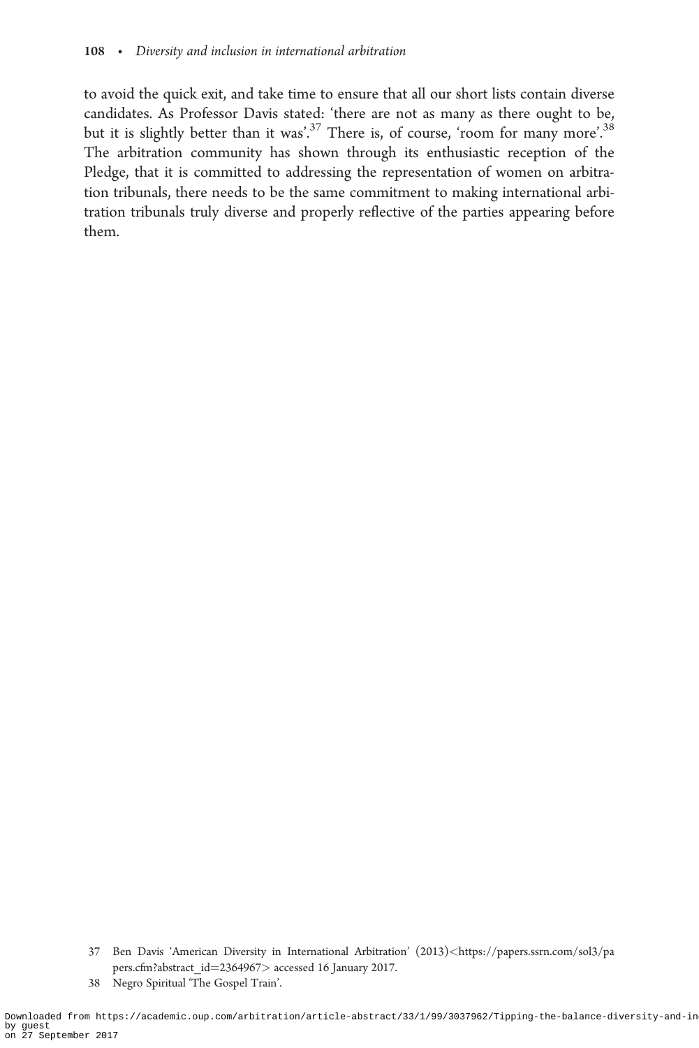to avoid the quick exit, and take time to ensure that all our short lists contain diverse candidates. As Professor Davis stated: 'there are not as many as there ought to be, but it is slightly better than it was'.[37] There is, of course, 'room for many more'.[38] The arbitration community has shown through its enthusiastic reception of the Pledge, that it is committed to addressing the representation of women on arbitration tribunals, there needs to be the same commitment to making international arbitration tribunals truly diverse and properly reflective of the parties appearing before them.

37 Ben Davis 'American Diversity in International Arbitration' (2013)<https://papers.ssrn.com/sol3/papers.cfm?abstract_id=2364967> accessed 16 January 2017.

38 Negro Spiritual 'The Gospel Train'.